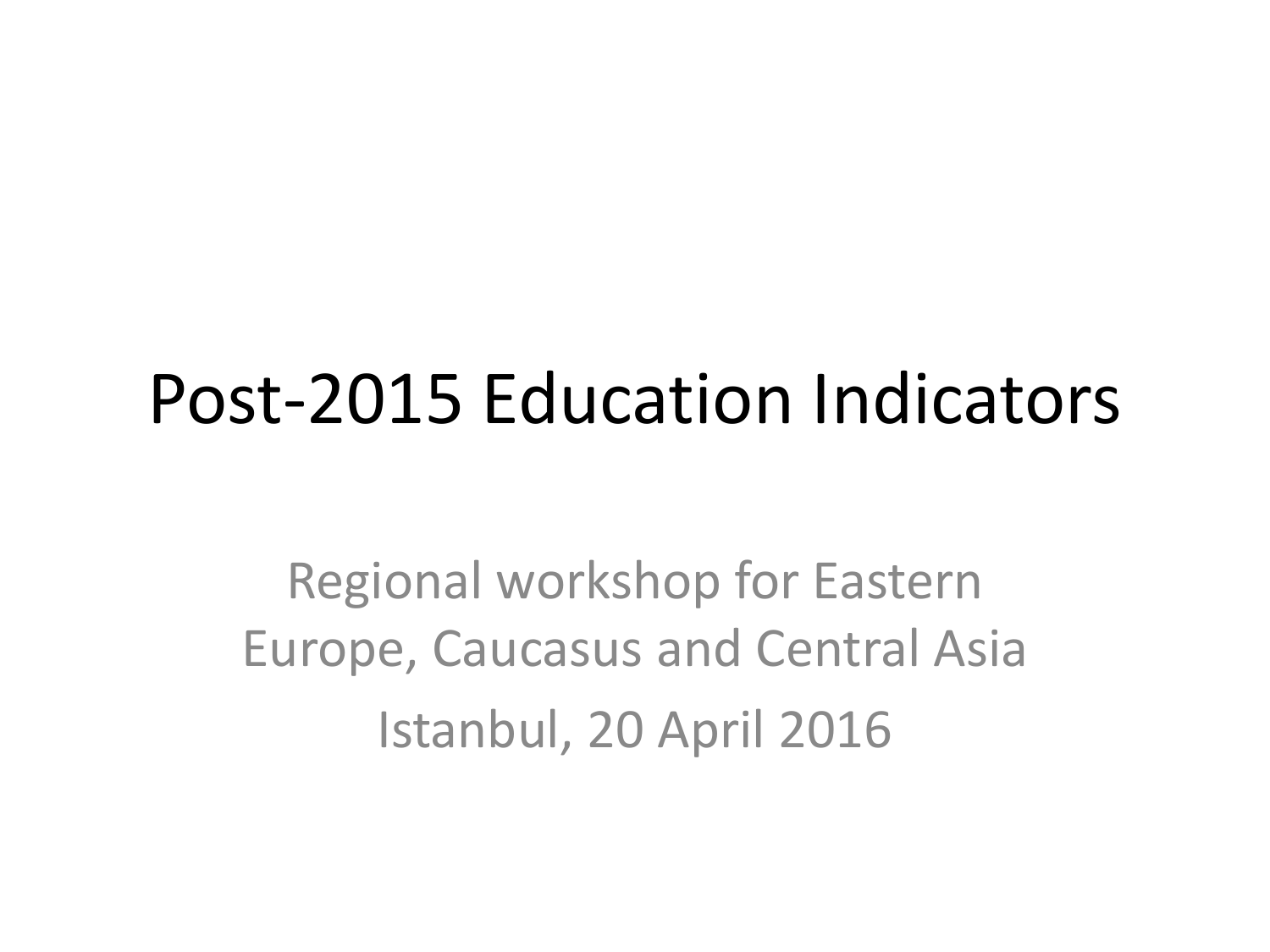# Post-2015 Education Indicators

Regional workshop for Eastern Europe, Caucasus and Central Asia

Istanbul, 20 April 2016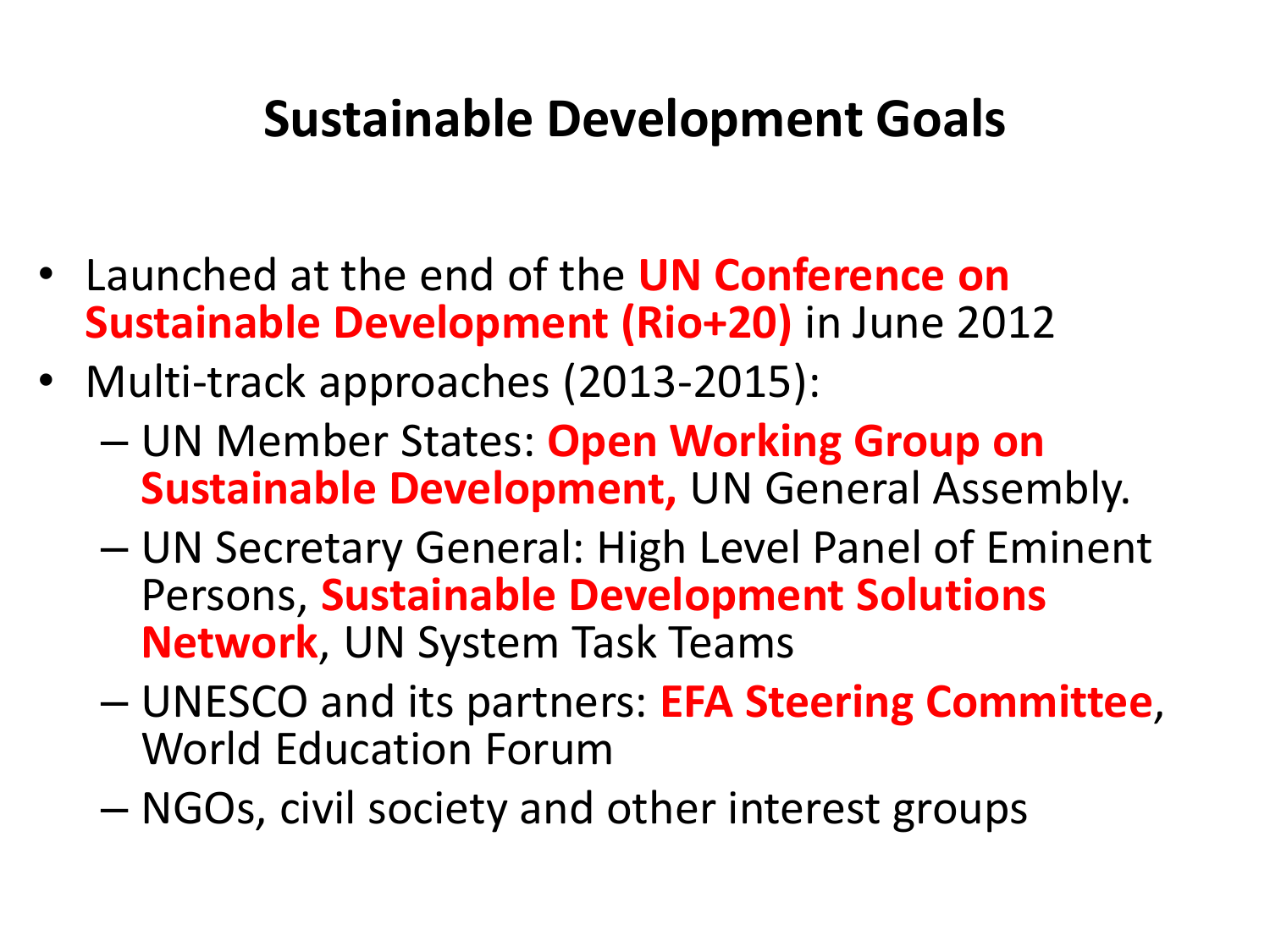# Sustainable Development Goals

- Launched at the end of the **UN Conference on Sustainable Development (Rio+20)** in June 2012
- Multi-track approaches (2013-2015):
  - UN Member States: **Open Working Group on Sustainable Development,** UN General Assembly.
  - UN Secretary General: High Level Panel of Eminent Persons, **Sustainable Development Solutions Network**, UN System Task Teams
  - UNESCO and its partners: **EFA Steering Committee**, World Education Forum
  - NGOs, civil society and other interest groups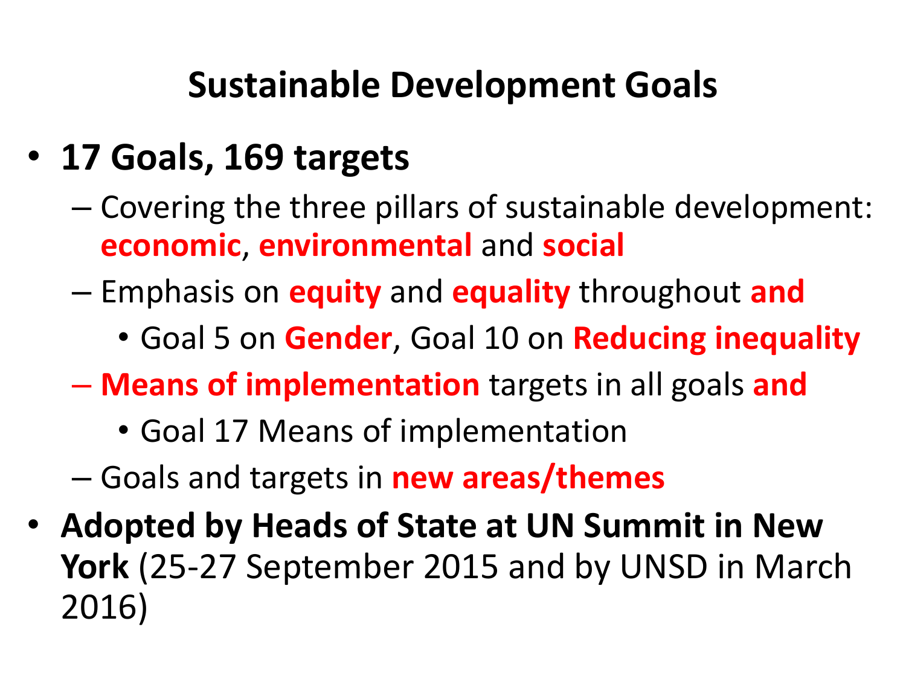# Sustainable Development Goals

- **17 Goals, 169 targets**
  - Covering the three pillars of sustainable development: **economic**, **environmental** and **social**
  - Emphasis on **equity** and **equality** throughout **and**
    - Goal 5 on **Gender**, Goal 10 on **Reducing inequality**
  - **Means of implementation** targets in all goals **and**
    - Goal 17 Means of implementation
  - Goals and targets in **new areas/themes**
- **Adopted by Heads of State at UN Summit in New York** (25-27 September 2015 and by UNSD in March 2016)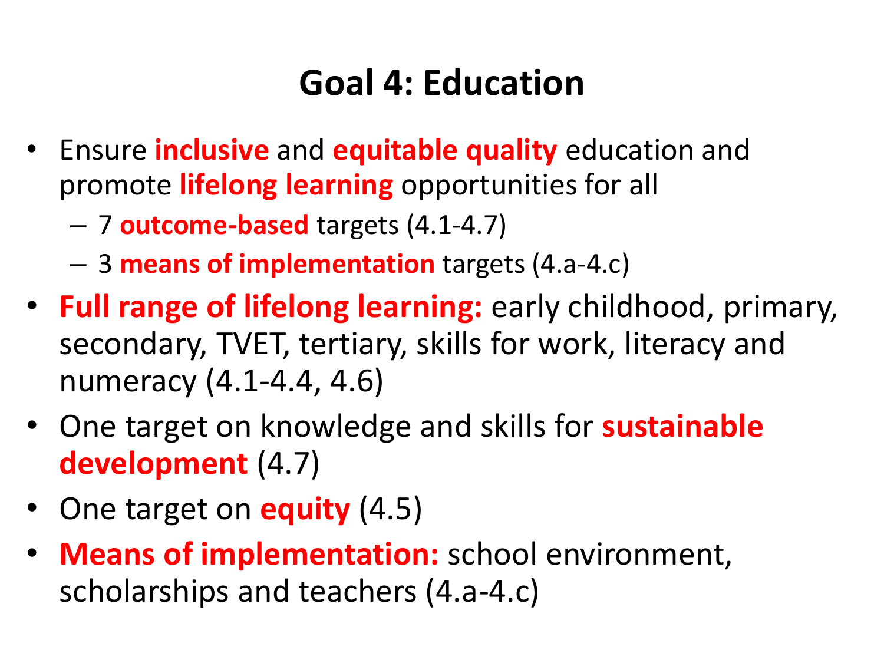# Goal 4: Education

- Ensure **inclusive** and **equitable quality** education and promote **lifelong learning** opportunities for all
  - 7 **outcome-based** targets (4.1-4.7)
  - 3 **means of implementation** targets (4.a-4.c)
- **Full range of lifelong learning:** early childhood, primary, secondary, TVET, tertiary, skills for work, literacy and numeracy (4.1-4.4, 4.6)
- One target on knowledge and skills for **sustainable development** (4.7)
- One target on **equity** (4.5)
- **Means of implementation:** school environment, scholarships and teachers (4.a-4.c)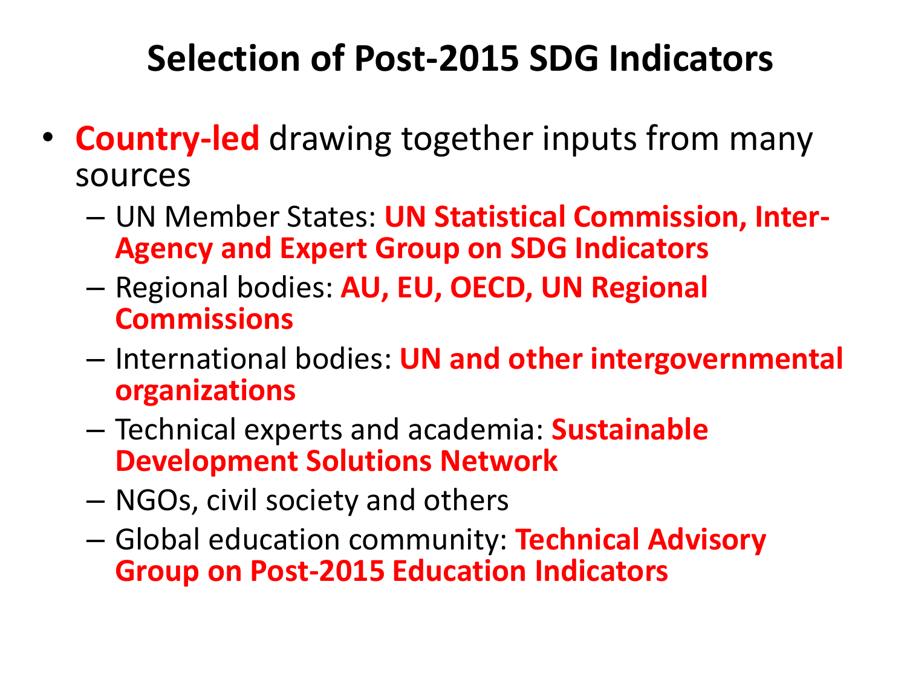# Selection of Post-2015 SDG Indicators

- **Country-led** drawing together inputs from many sources
  - UN Member States: **UN Statistical Commission, Inter-Agency and Expert Group on SDG Indicators**
  - Regional bodies: **AU, EU, OECD, UN Regional Commissions**
  - International bodies: **UN and other intergovernmental organizations**
  - Technical experts and academia: **Sustainable Development Solutions Network**
  - NGOs, civil society and others
  - Global education community: **Technical Advisory Group on Post-2015 Education Indicators**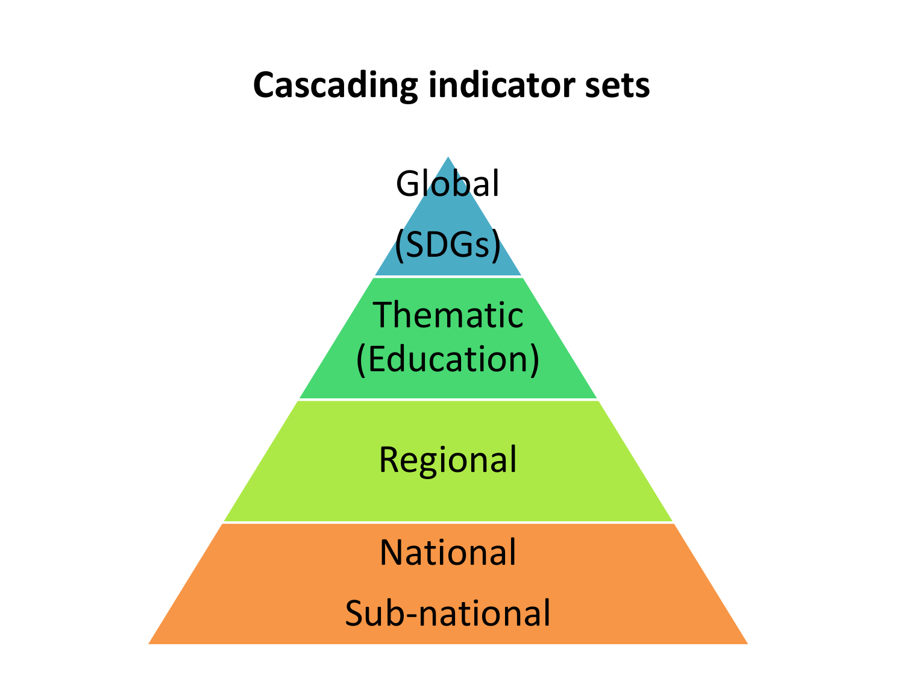# Cascading indicator sets

Global

(SDGs)

Thematic (Education)

Regional

National

Sub-national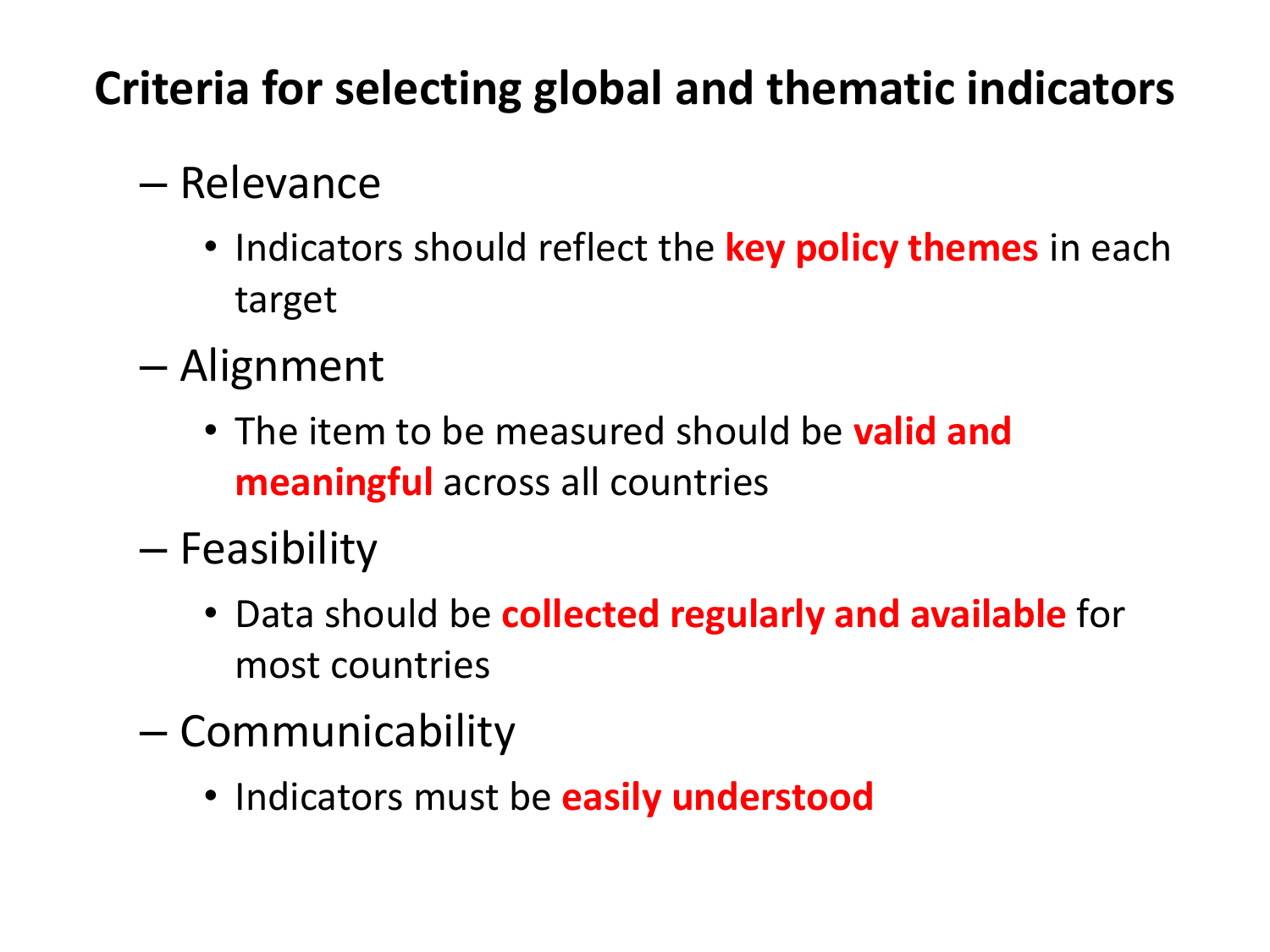# Criteria for selecting global and thematic indicators

- Relevance
  - Indicators should reflect the **key policy themes** in each target
- Alignment
  - The item to be measured should be **valid and meaningful** across all countries
- Feasibility
  - Data should be **collected regularly and available** for most countries
- Communicability
  - Indicators must be **easily understood**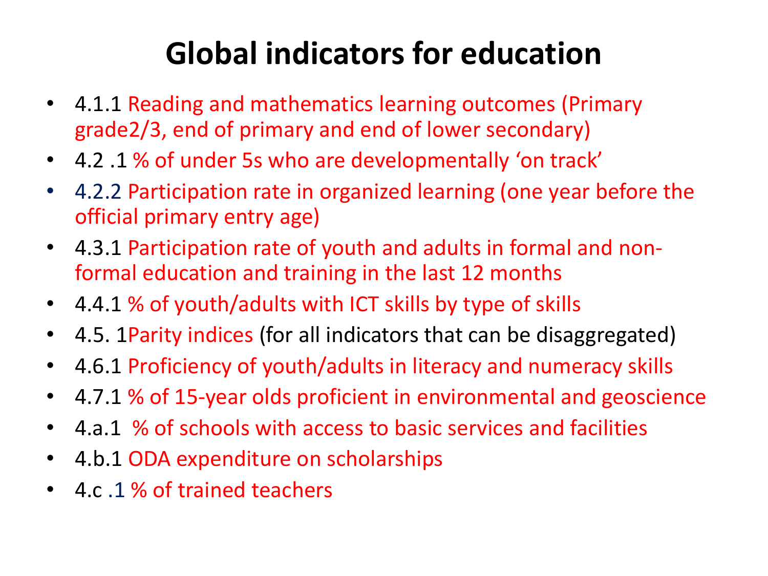# Global indicators for education

- 4.1.1 Reading and mathematics learning outcomes (Primary grade2/3, end of primary and end of lower secondary)
- 4.2 .1 % of under 5s who are developmentally 'on track'
- 4.2.2 Participation rate in organized learning (one year before the official primary entry age)
- 4.3.1 Participation rate of youth and adults in formal and non-formal education and training in the last 12 months
- 4.4.1 % of youth/adults with ICT skills by type of skills
- 4.5. 1Parity indices (for all indicators that can be disaggregated)
- 4.6.1 Proficiency of youth/adults in literacy and numeracy skills
- 4.7.1 % of 15-year olds proficient in environmental and geoscience
- 4.a.1 % of schools with access to basic services and facilities
- 4.b.1 ODA expenditure on scholarships
- 4.c .1 % of trained teachers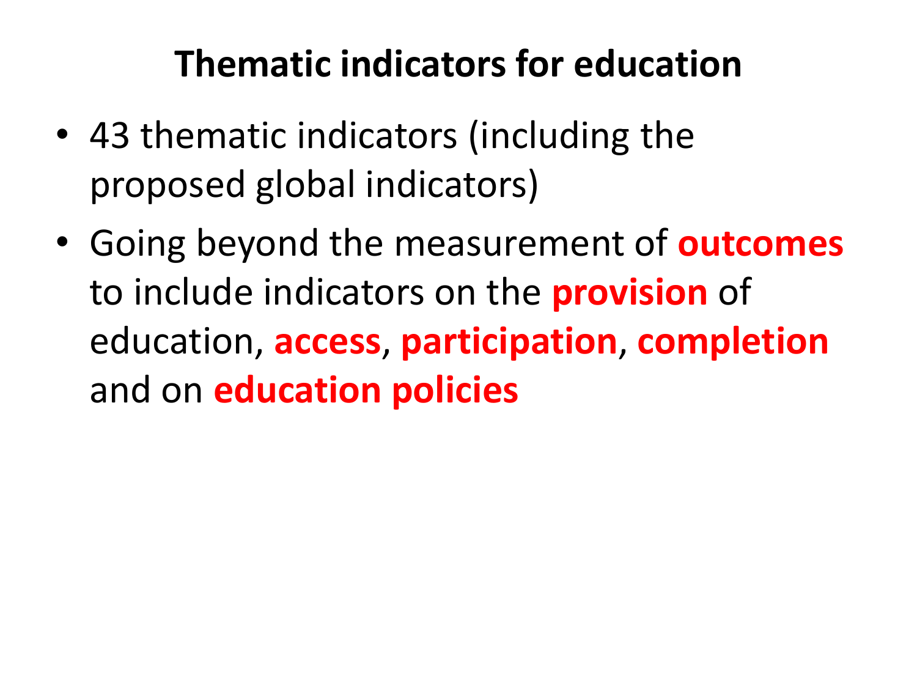# Thematic indicators for education

- 43 thematic indicators (including the proposed global indicators)
- Going beyond the measurement of **outcomes** to include indicators on the **provision** of education, **access**, **participation**, **completion** and on **education policies**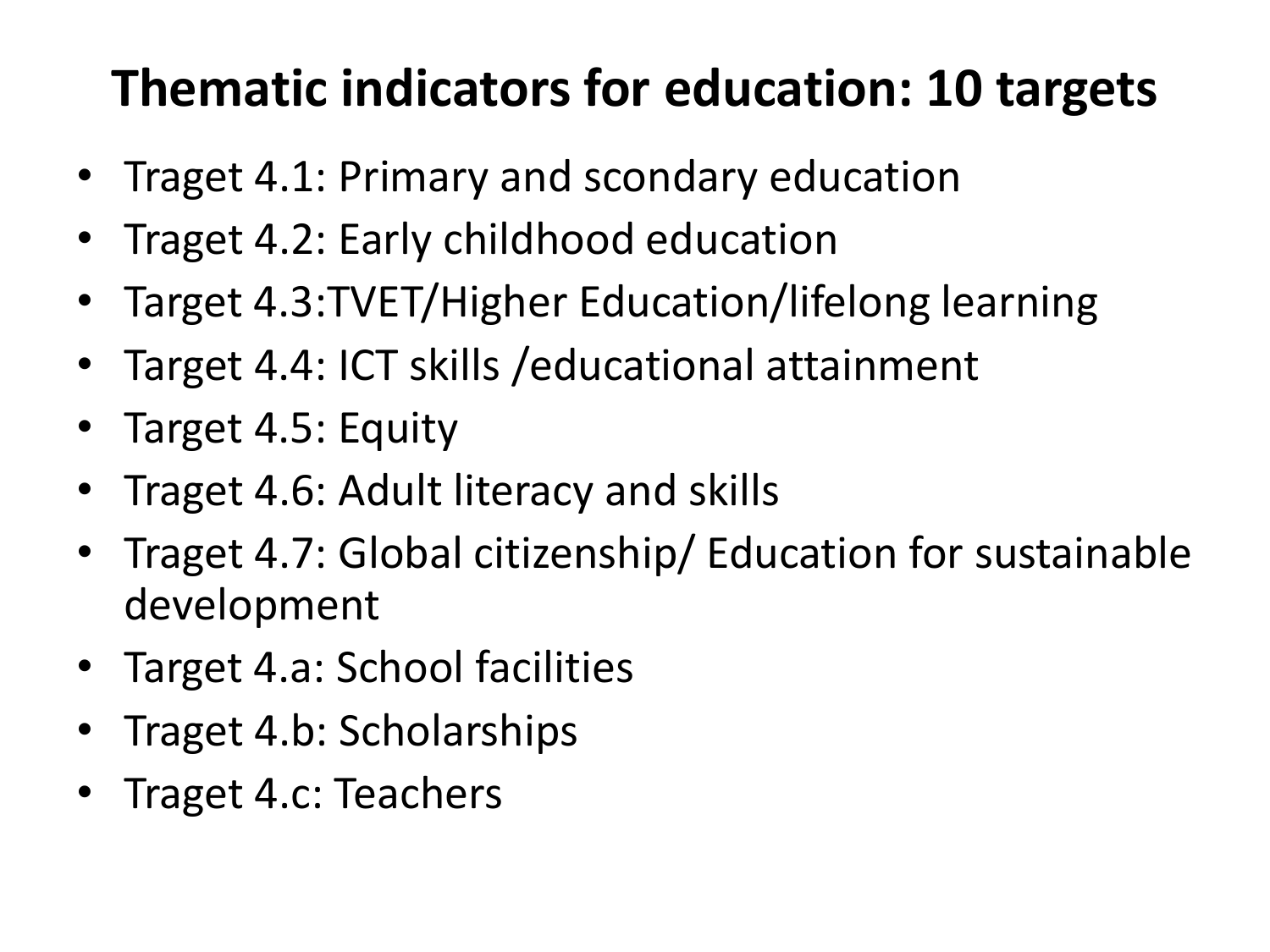# Thematic indicators for education: 10 targets

- Traget 4.1: Primary and scondary education
- Traget 4.2: Early childhood education
- Target 4.3:TVET/Higher Education/lifelong learning
- Target 4.4: ICT skills /educational attainment
- Target 4.5: Equity
- Traget 4.6: Adult literacy and skills
- Traget 4.7: Global citizenship/ Education for sustainable development
- Target 4.a: School facilities
- Traget 4.b: Scholarships
- Traget 4.c: Teachers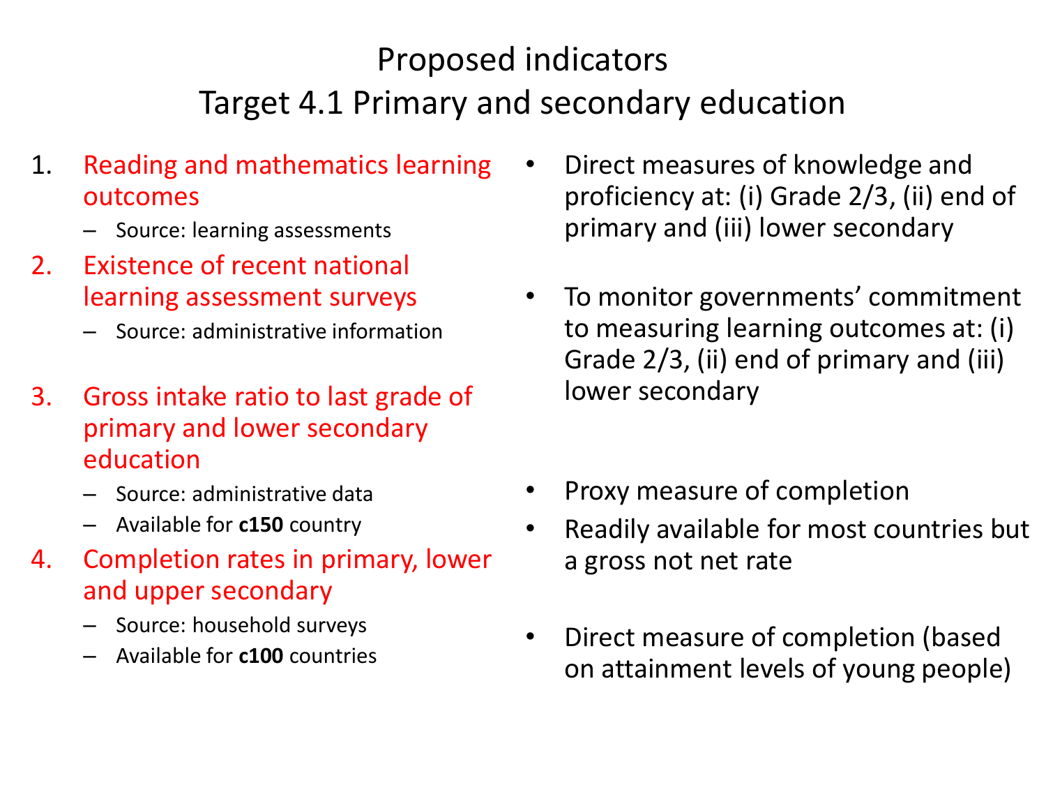# Proposed indicators
# Target 4.1 Primary and secondary education

1. Reading and mathematics learning outcomes
   - Source: learning assessments
   - Direct measures of knowledge and proficiency at: (i) Grade 2/3, (ii) end of primary and (iii) lower secondary
2. Existence of recent national learning assessment surveys
   - Source: administrative information
   - To monitor governments' commitment to measuring learning outcomes at: (i) Grade 2/3, (ii) end of primary and (iii) lower secondary
3. Gross intake ratio to last grade of primary and lower secondary education
   - Source: administrative data
   - Available for **c150** country
   - Proxy measure of completion
   - Readily available for most countries but a gross not net rate
4. Completion rates in primary, lower and upper secondary
   - Source: household surveys
   - Available for **c100** countries
   - Direct measure of completion (based on attainment levels of young people)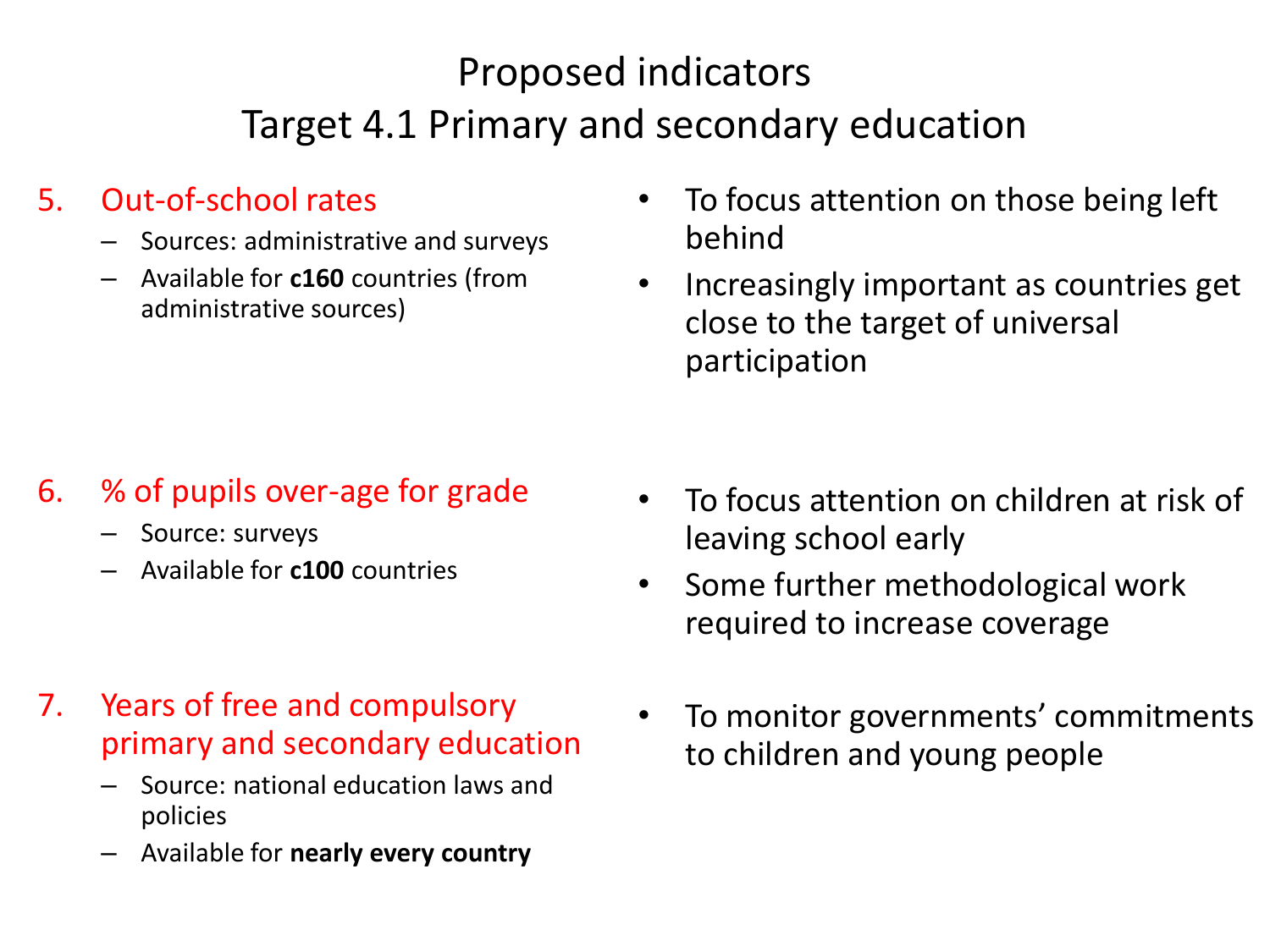# Proposed indicators
## Target 4.1 Primary and secondary education

5. Out-of-school rates
   - Sources: administrative and surveys
   - Available for **c160** countries (from administrative sources)

- To focus attention on those being left behind
- Increasingly important as countries get close to the target of universal participation

6. % of pupils over-age for grade
   - Source: surveys
   - Available for **c100** countries

- To focus attention on children at risk of leaving school early
- Some further methodological work required to increase coverage

7. Years of free and compulsory primary and secondary education
   - Source: national education laws and policies
   - Available for **nearly every country**

- To monitor governments' commitments to children and young people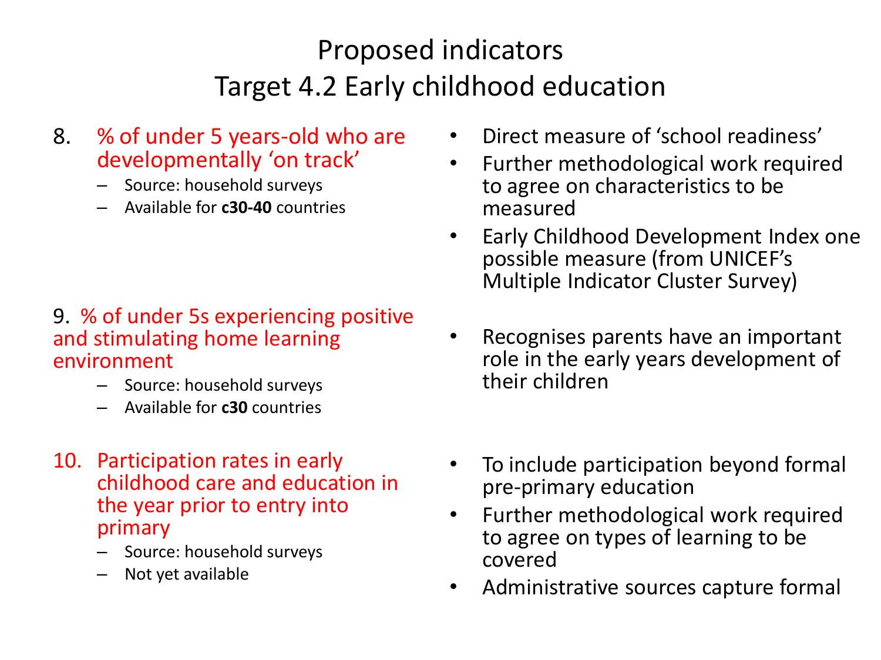# Proposed indicators
# Target 4.2 Early childhood education

8. % of under 5 years-old who are developmentally 'on track'
   - Source: household surveys
   - Available for **c30-40** countries

- Direct measure of 'school readiness'
- Further methodological work required to agree on characteristics to be measured
- Early Childhood Development Index one possible measure (from UNICEF's Multiple Indicator Cluster Survey)

9. % of under 5s experiencing positive and stimulating home learning environment
   - Source: household surveys
   - Available for **c30** countries

- Recognises parents have an important role in the early years development of their children

10. Participation rates in early childhood care and education in the year prior to entry into primary
    - Source: household surveys
    - Not yet available

- To include participation beyond formal pre-primary education
- Further methodological work required to agree on types of learning to be covered
- Administrative sources capture formal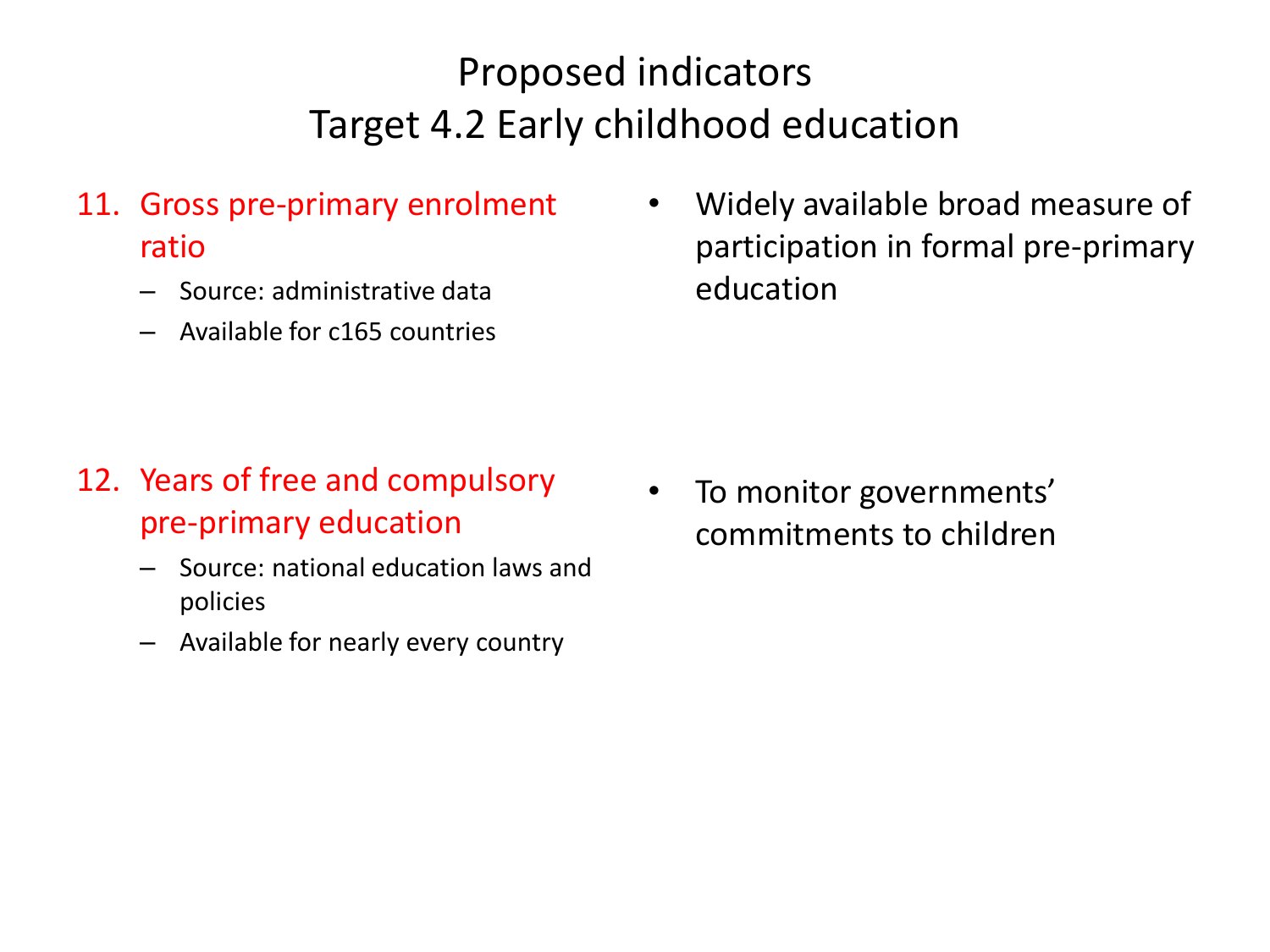# Proposed indicators
# Target 4.2 Early childhood education

11. Gross pre-primary enrolment ratio
    - Source: administrative data
    - Available for c165 countries

- Widely available broad measure of participation in formal pre-primary education

12. Years of free and compulsory pre-primary education
    - Source: national education laws and policies
    - Available for nearly every country

- To monitor governments' commitments to children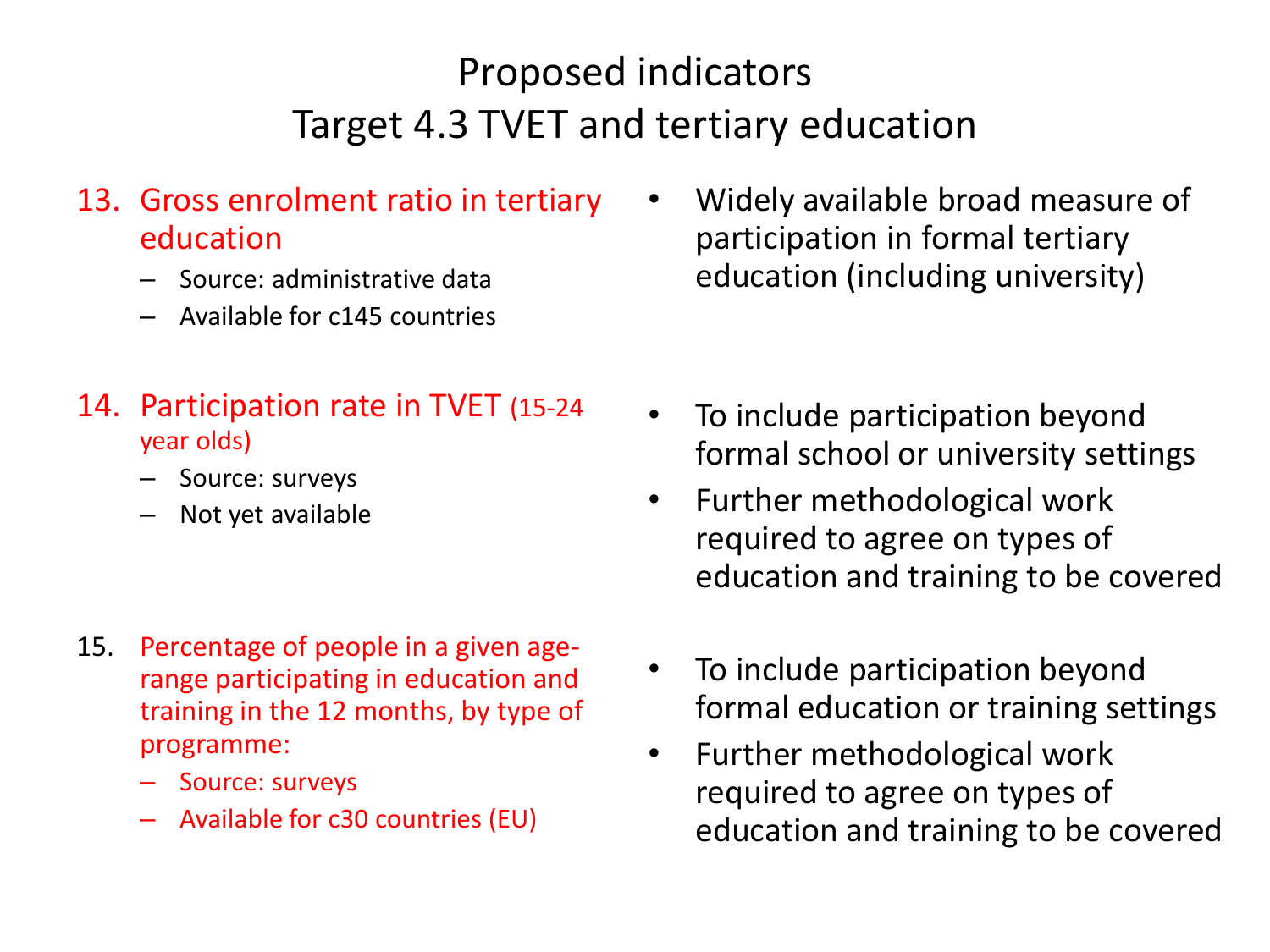# Proposed indicators
# Target 4.3 TVET and tertiary education

13. Gross enrolment ratio in tertiary education
    - Source: administrative data
    - Available for c145 countries

- Widely available broad measure of participation in formal tertiary education (including university)

14. Participation rate in TVET (15-24 year olds)
    - Source: surveys
    - Not yet available

- To include participation beyond formal school or university settings
- Further methodological work required to agree on types of education and training to be covered

15. Percentage of people in a given age-range participating in education and training in the 12 months, by type of programme:
    - Source: surveys
    - Available for c30 countries (EU)

- To include participation beyond formal education or training settings
- Further methodological work required to agree on types of education and training to be covered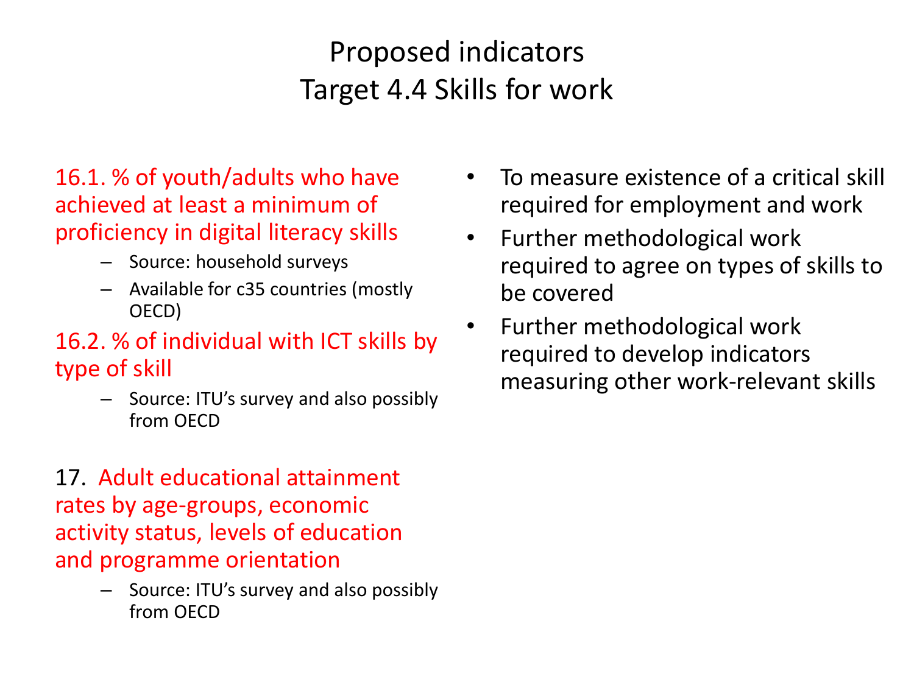# Proposed indicators
# Target 4.4 Skills for work

16.1. % of youth/adults who have achieved at least a minimum of proficiency in digital literacy skills

- Source: household surveys
- Available for c35 countries (mostly OECD)

16.2. % of individual with ICT skills by type of skill

- Source: ITU's survey and also possibly from OECD

17. Adult educational attainment rates by age-groups, economic activity status, levels of education and programme orientation

- Source: ITU's survey and also possibly from OECD

- To measure existence of a critical skill required for employment and work
- Further methodological work required to agree on types of skills to be covered
- Further methodological work required to develop indicators measuring other work-relevant skills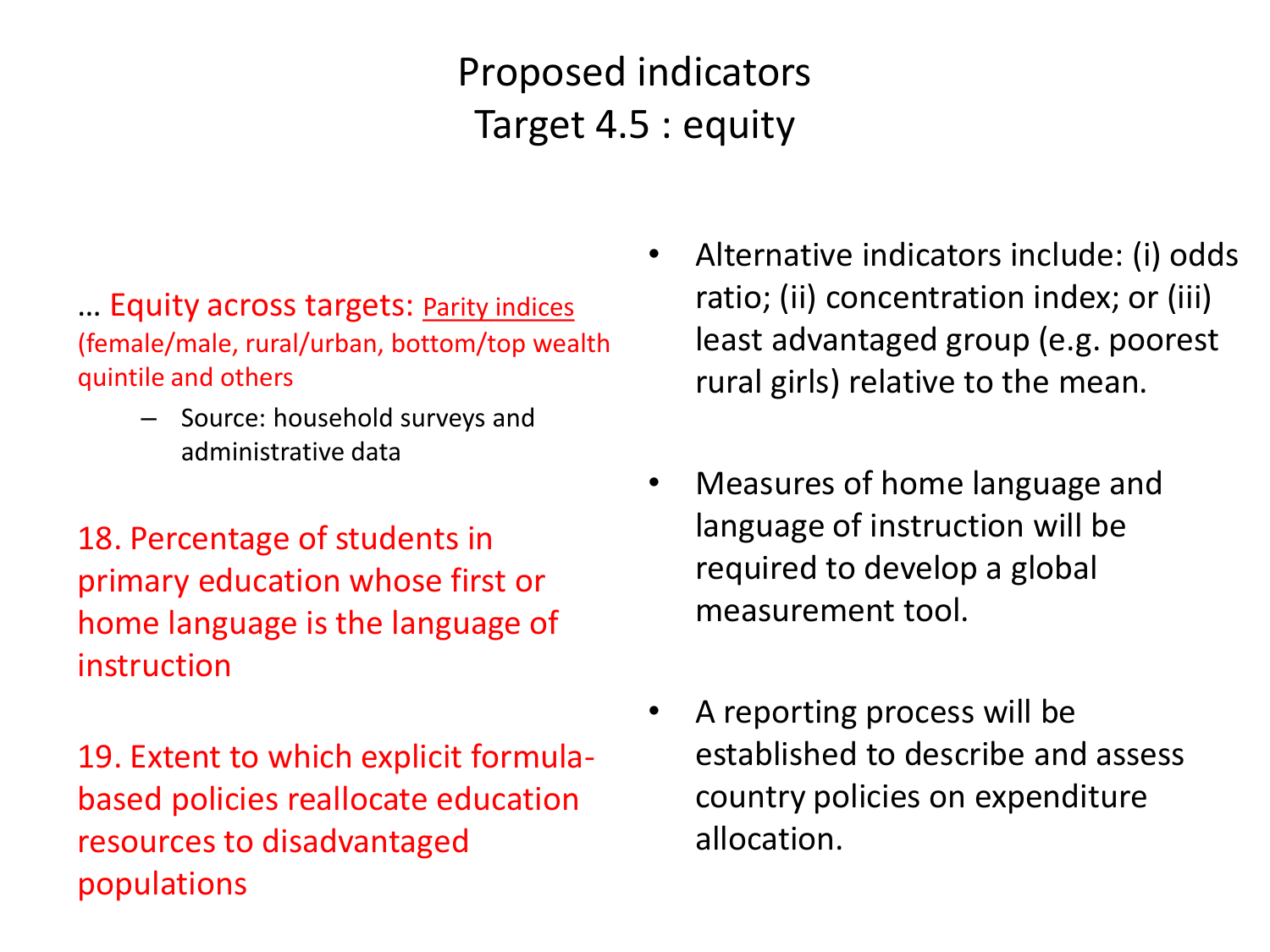# Proposed indicators
# Target 4.5 : equity

… Equity across targets: Parity indices (female/male, rural/urban, bottom/top wealth quintile and others

- Source: household surveys and administrative data

18. Percentage of students in primary education whose first or home language is the language of instruction

19. Extent to which explicit formula-based policies reallocate education resources to disadvantaged populations

- Alternative indicators include: (i) odds ratio; (ii) concentration index; or (iii) least advantaged group (e.g. poorest rural girls) relative to the mean.
- Measures of home language and language of instruction will be required to develop a global measurement tool.
- A reporting process will be established to describe and assess country policies on expenditure allocation.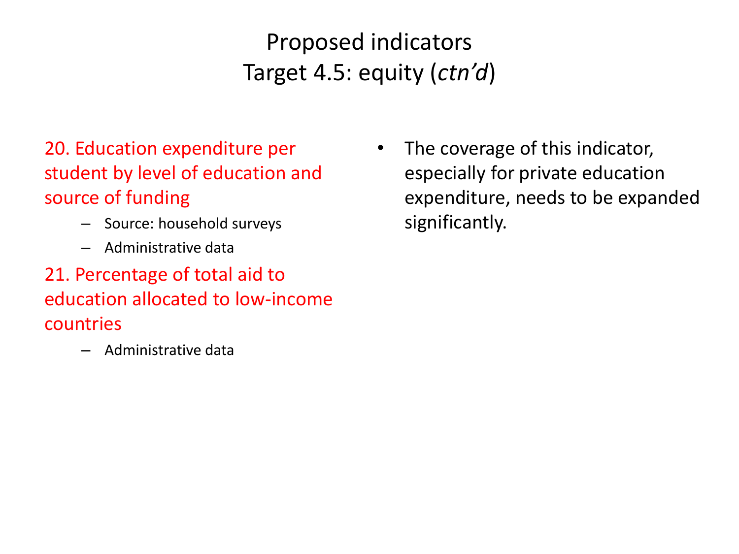# Proposed indicators
# Target 4.5: equity (*ctn'd*)

20. Education expenditure per student by level of education and source of funding
    - Source: household surveys
    - Administrative data

21. Percentage of total aid to education allocated to low-income countries
    - Administrative data

- The coverage of this indicator, especially for private education expenditure, needs to be expanded significantly.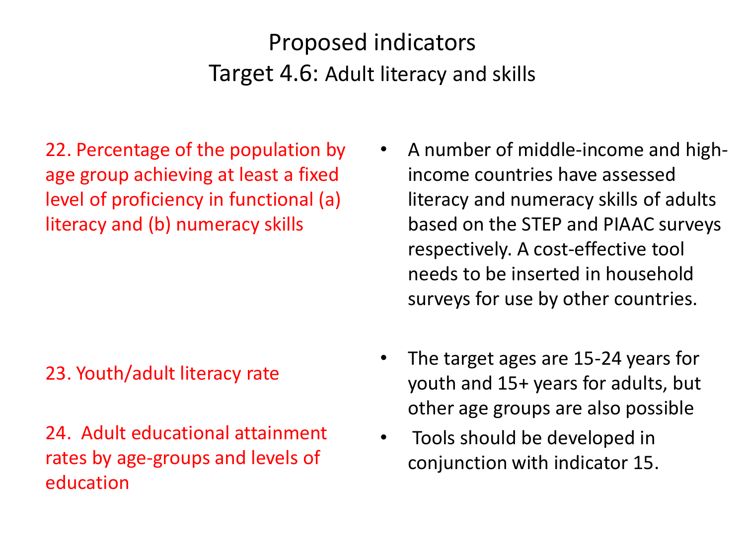# Proposed indicators
## Target 4.6: Adult literacy and skills

22. Percentage of the population by age group achieving at least a fixed level of proficiency in functional (a) literacy and (b) numeracy skills

- A number of middle-income and high-income countries have assessed literacy and numeracy skills of adults based on the STEP and PIAAC surveys respectively. A cost-effective tool needs to be inserted in household surveys for use by other countries.

23. Youth/adult literacy rate

- The target ages are 15-24 years for youth and 15+ years for adults, but other age groups are also possible

24. Adult educational attainment rates by age-groups and levels of education

- Tools should be developed in conjunction with indicator 15.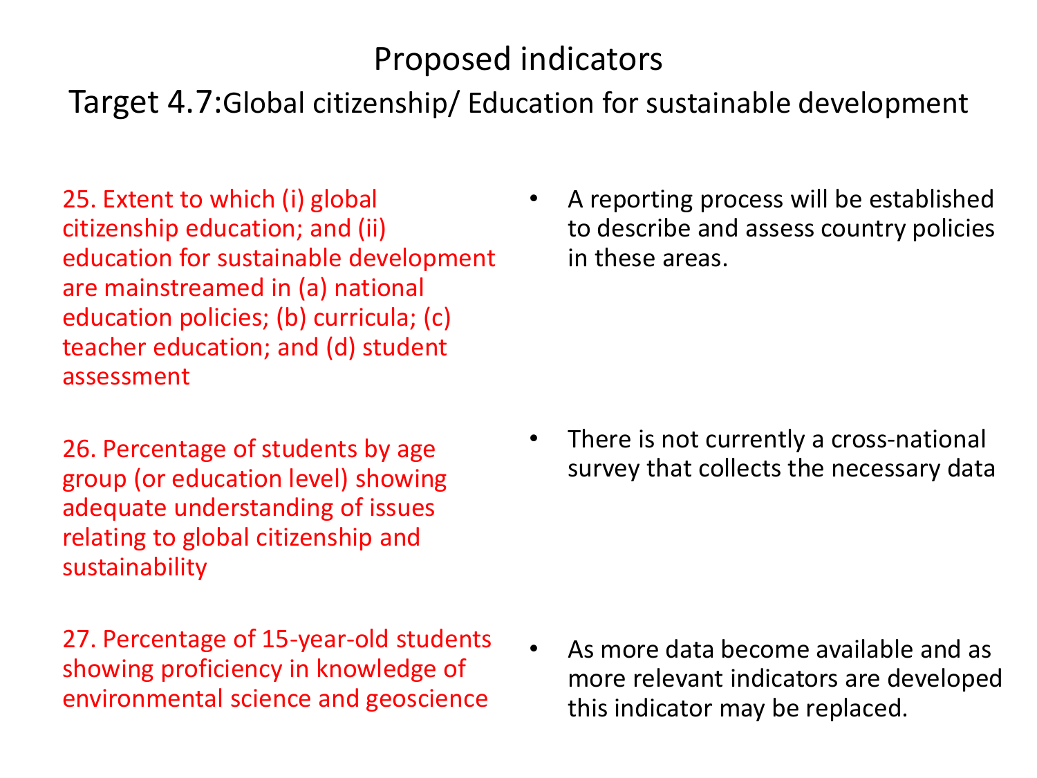# Proposed indicators

## Target 4.7: Global citizenship/ Education for sustainable development

| Indicator | Comment |
| --- | --- |
| 25. Extent to which (i) global citizenship education; and (ii) education for sustainable development are mainstreamed in (a) national education policies; (b) curricula; (c) teacher education; and (d) student assessment | A reporting process will be established to describe and assess country policies in these areas. |
| 26. Percentage of students by age group (or education level) showing adequate understanding of issues relating to global citizenship and sustainability | There is not currently a cross-national survey that collects the necessary data |
| 27. Percentage of 15-year-old students showing proficiency in knowledge of environmental science and geoscience | As more data become available and as more relevant indicators are developed this indicator may be replaced. |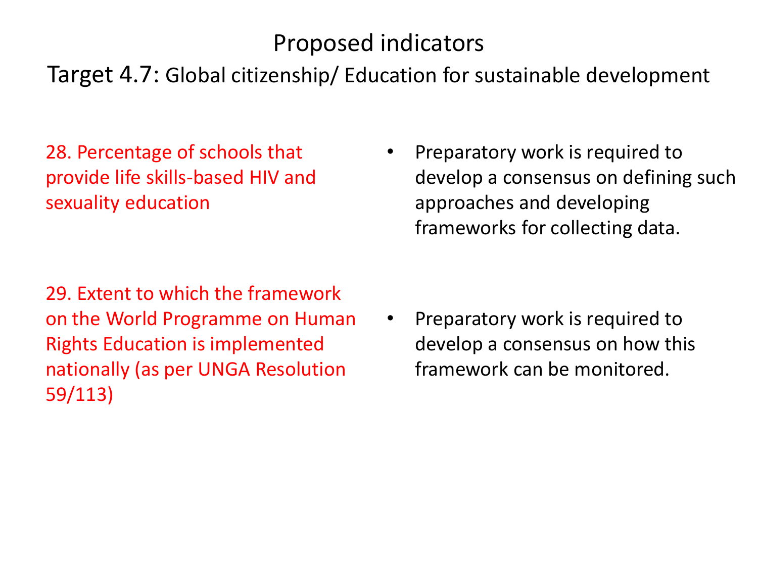# Proposed indicators

## Target 4.7: Global citizenship/ Education for sustainable development

| | |
|---|---|
| 28. Percentage of schools that provide life skills-based HIV and sexuality education | • Preparatory work is required to develop a consensus on defining such approaches and developing frameworks for collecting data. |
| 29. Extent to which the framework on the World Programme on Human Rights Education is implemented nationally (as per UNGA Resolution 59/113) | • Preparatory work is required to develop a consensus on how this framework can be monitored. |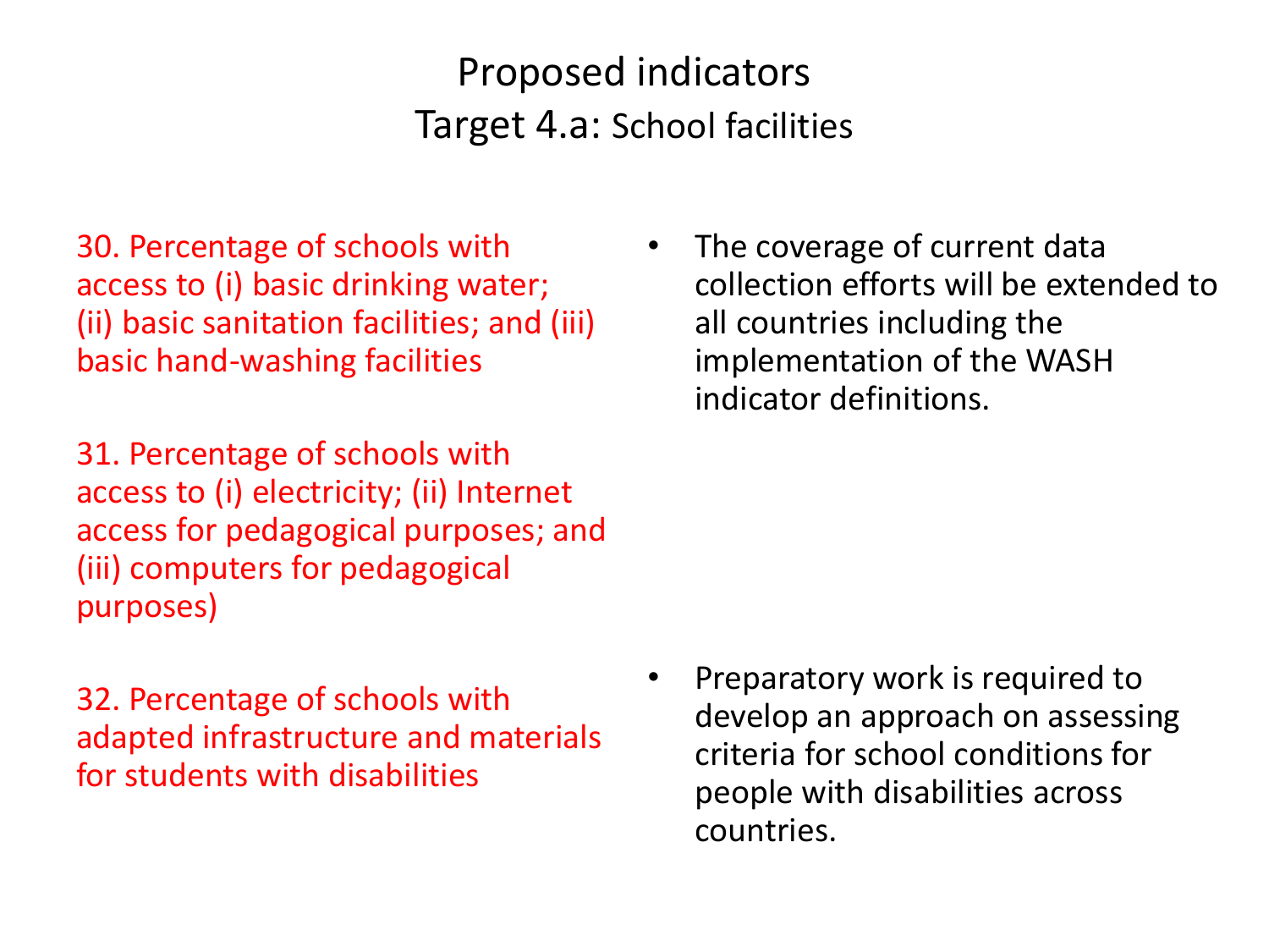# Proposed indicators
## Target 4.a: School facilities

30. Percentage of schools with access to (i) basic drinking water; (ii) basic sanitation facilities; and (iii) basic hand-washing facilities

- The coverage of current data collection efforts will be extended to all countries including the implementation of the WASH indicator definitions.

31. Percentage of schools with access to (i) electricity; (ii) Internet access for pedagogical purposes; and (iii) computers for pedagogical purposes)

32. Percentage of schools with adapted infrastructure and materials for students with disabilities

- Preparatory work is required to develop an approach on assessing criteria for school conditions for people with disabilities across countries.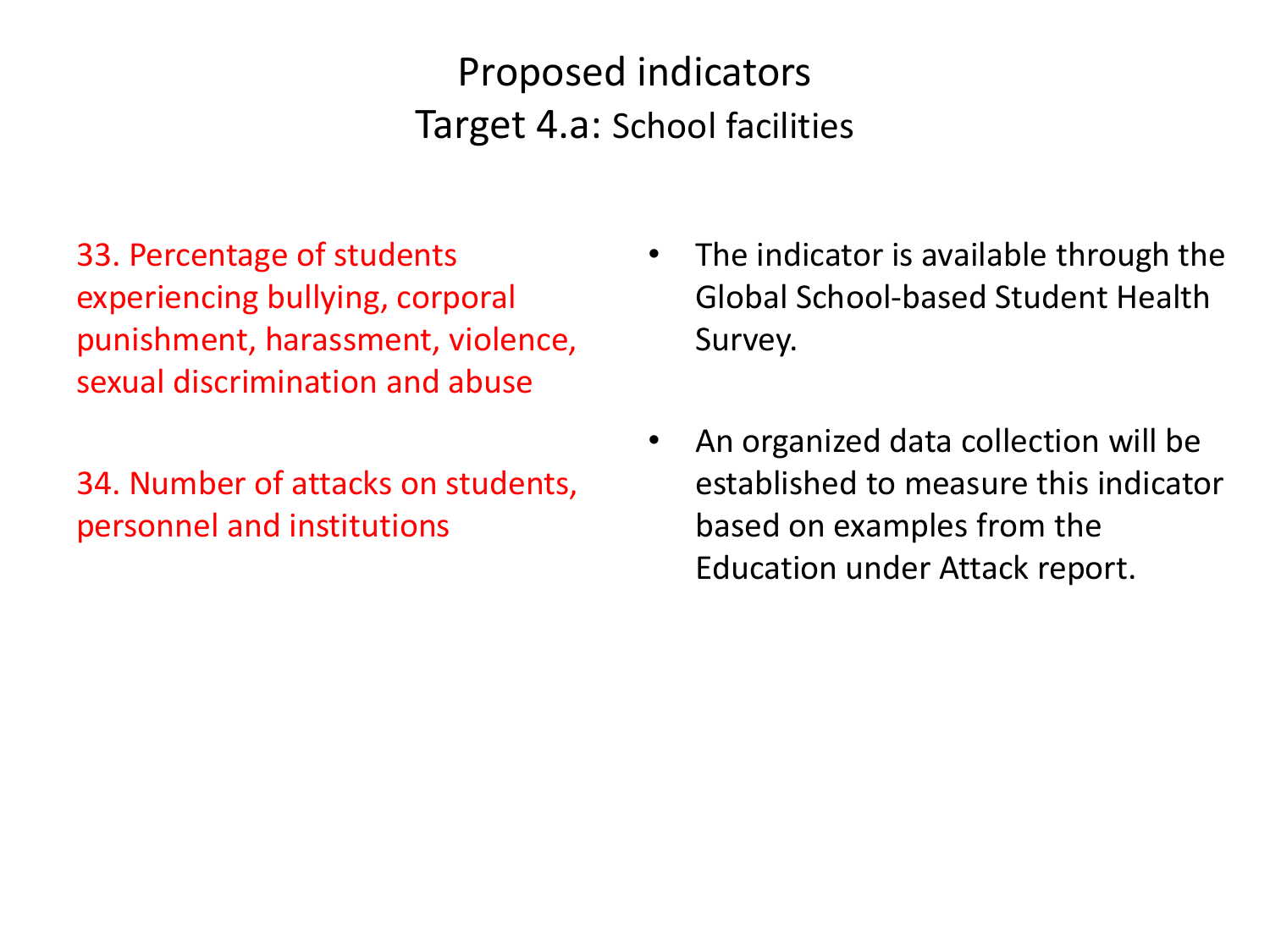# Proposed indicators
## Target 4.a: School facilities

33. Percentage of students experiencing bullying, corporal punishment, harassment, violence, sexual discrimination and abuse

- The indicator is available through the Global School-based Student Health Survey.

34. Number of attacks on students, personnel and institutions

- An organized data collection will be established to measure this indicator based on examples from the Education under Attack report.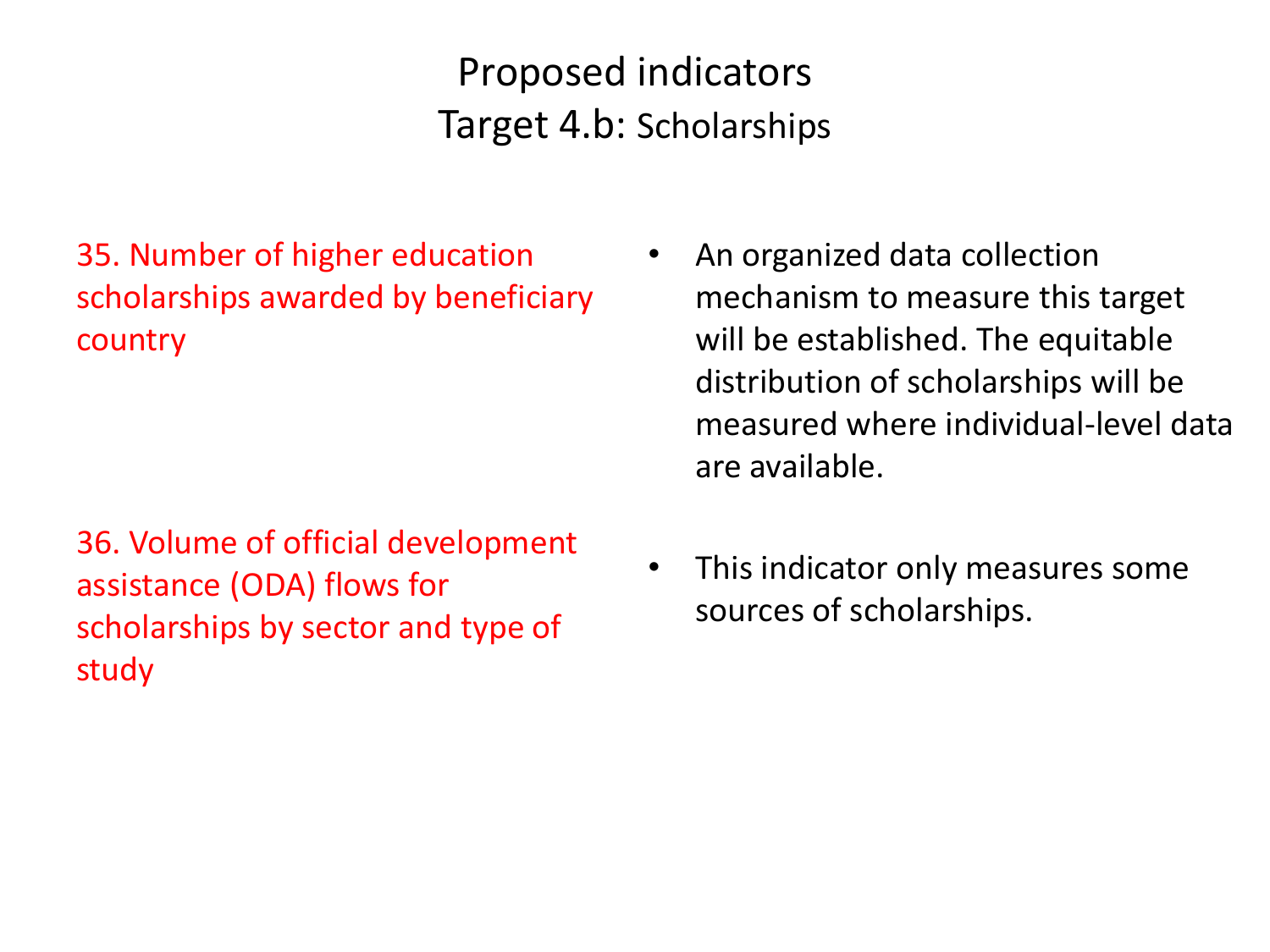# Proposed indicators
## Target 4.b: Scholarships

| | |
|---|---|
| 35. Number of higher education scholarships awarded by beneficiary country | • An organized data collection mechanism to measure this target will be established. The equitable distribution of scholarships will be measured where individual-level data are available. |
| 36. Volume of official development assistance (ODA) flows for scholarships by sector and type of study | • This indicator only measures some sources of scholarships. |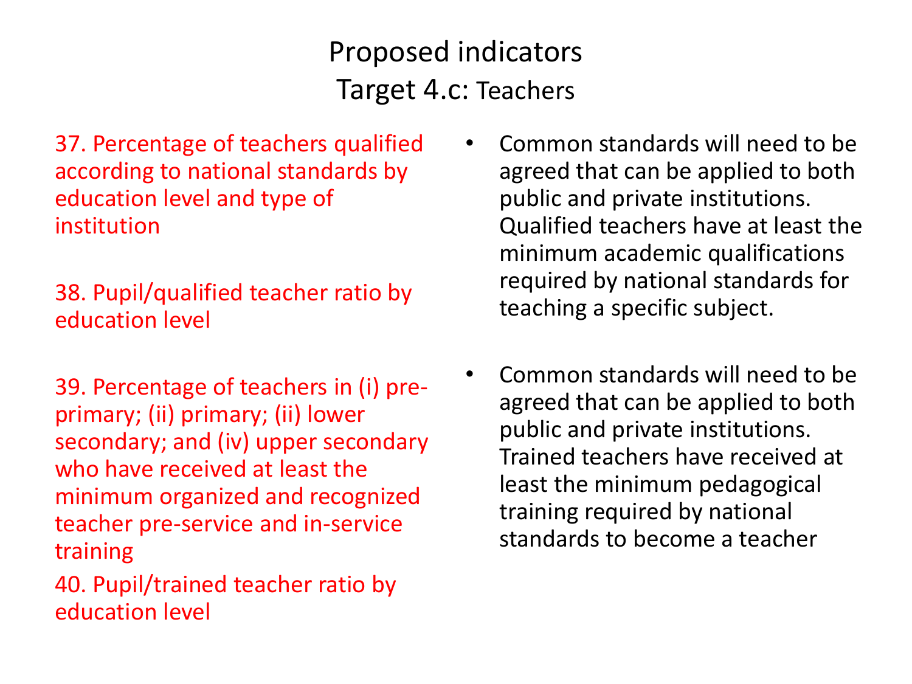# Proposed indicators
## Target 4.c: Teachers

37. Percentage of teachers qualified according to national standards by education level and type of institution

38. Pupil/qualified teacher ratio by education level

39. Percentage of teachers in (i) pre-primary; (ii) primary; (ii) lower secondary; and (iv) upper secondary who have received at least the minimum organized and recognized teacher pre-service and in-service training

40. Pupil/trained teacher ratio by education level

- Common standards will need to be agreed that can be applied to both public and private institutions. Qualified teachers have at least the minimum academic qualifications required by national standards for teaching a specific subject.

- Common standards will need to be agreed that can be applied to both public and private institutions. Trained teachers have received at least the minimum pedagogical training required by national standards to become a teacher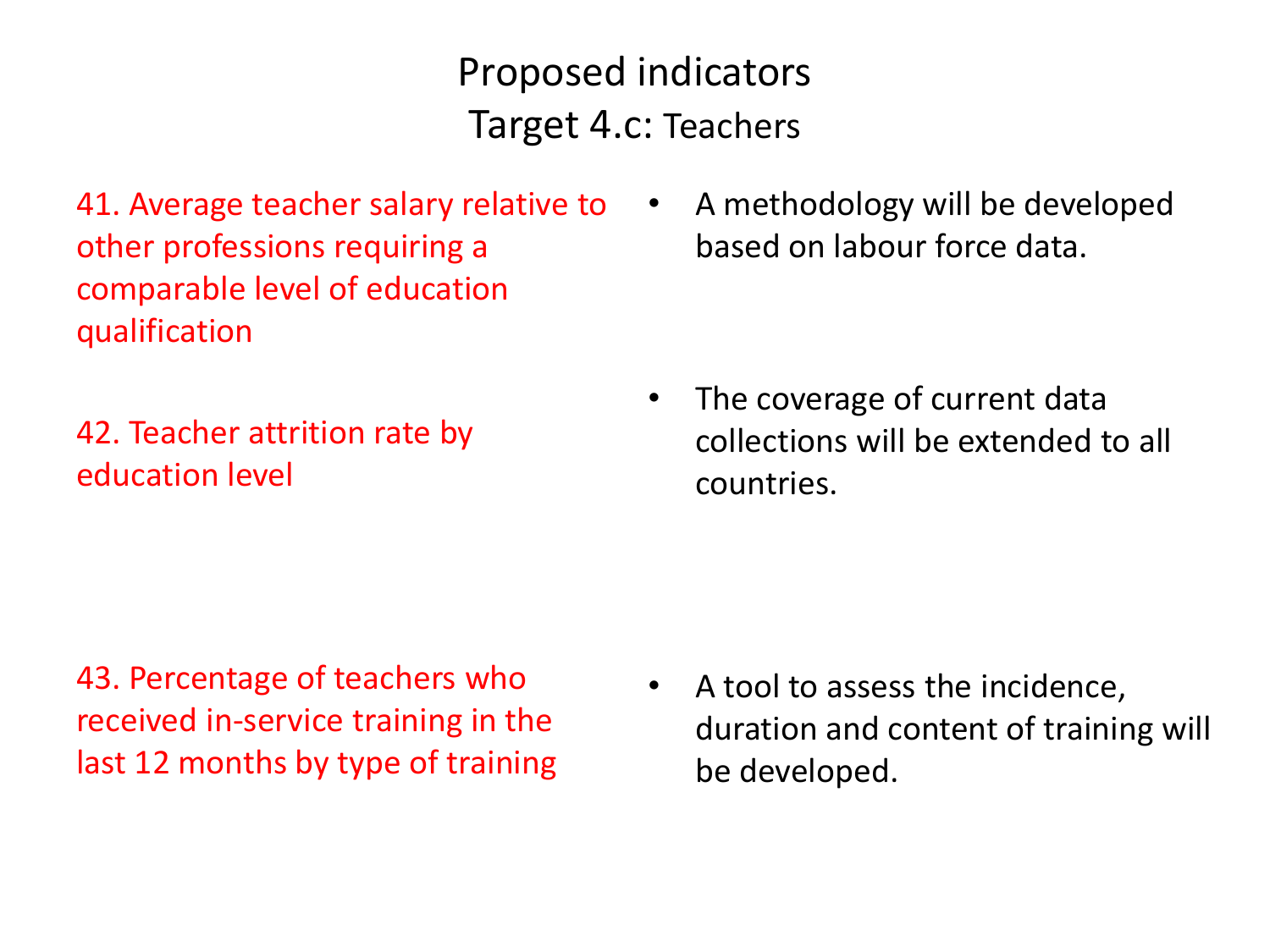# Proposed indicators
## Target 4.c: Teachers

41. Average teacher salary relative to other professions requiring a comparable level of education qualification

- A methodology will be developed based on labour force data.

42. Teacher attrition rate by education level

- The coverage of current data collections will be extended to all countries.

43. Percentage of teachers who received in-service training in the last 12 months by type of training

- A tool to assess the incidence, duration and content of training will be developed.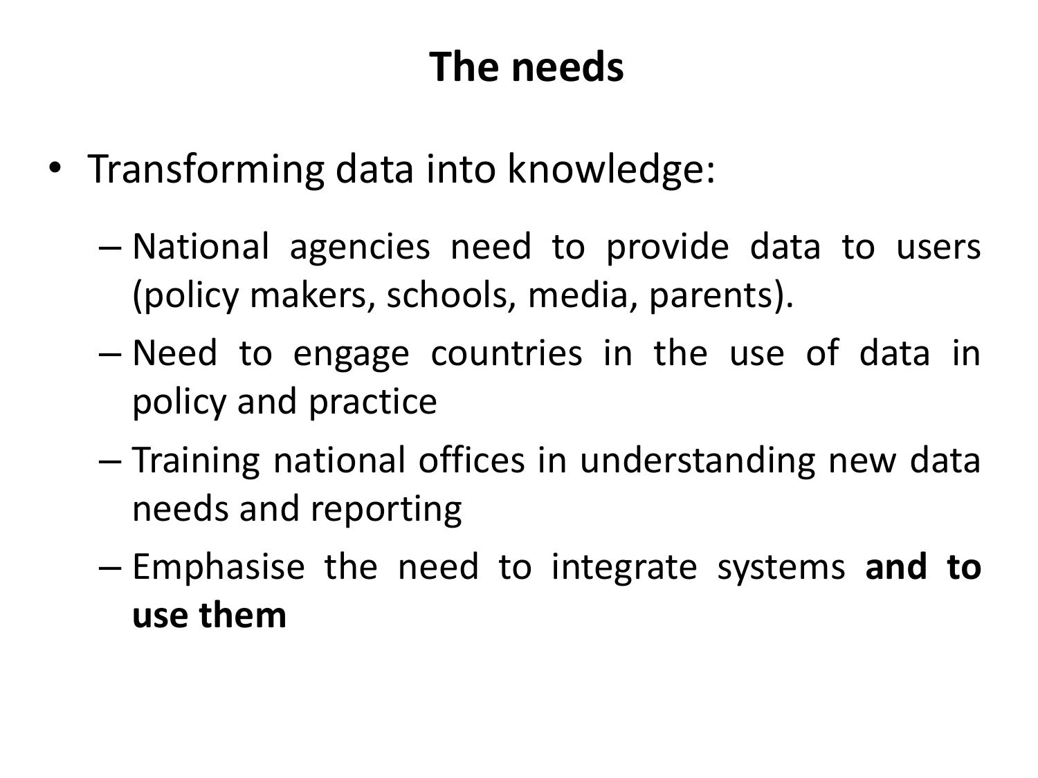# The needs

- Transforming data into knowledge:
  - National agencies need to provide data to users (policy makers, schools, media, parents).
  - Need to engage countries in the use of data in policy and practice
  - Training national offices in understanding new data needs and reporting
  - Emphasise the need to integrate systems **and to use them**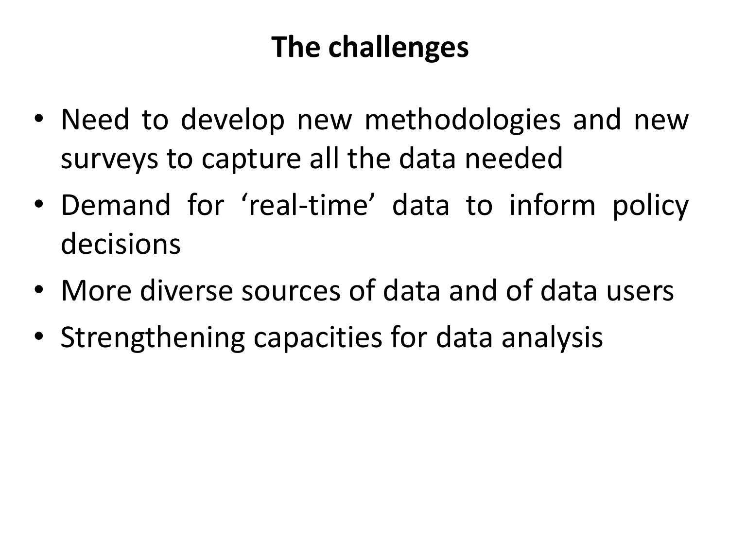# The challenges

- Need to develop new methodologies and new surveys to capture all the data needed
- Demand for ‘real-time’ data to inform policy decisions
- More diverse sources of data and of data users
- Strengthening capacities for data analysis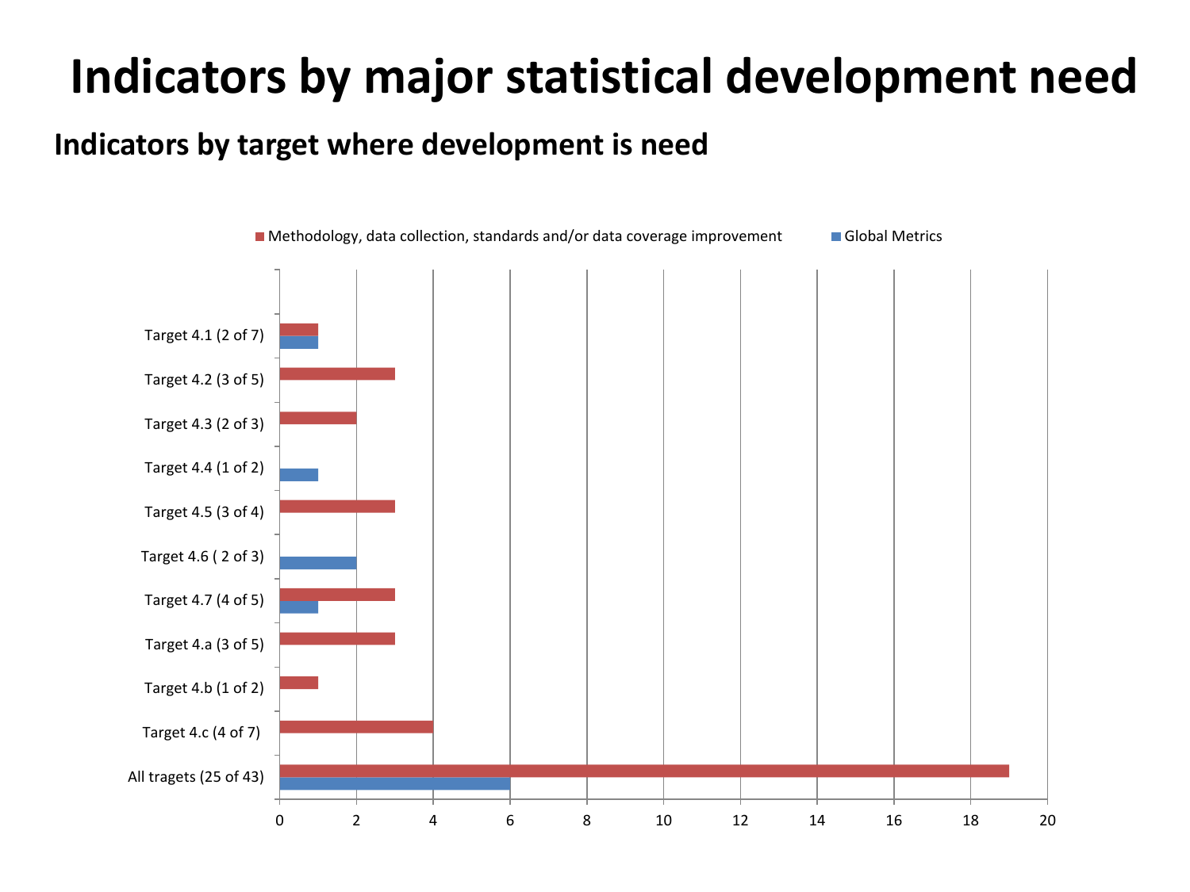# Indicators by major statistical development need

## Indicators by target where development is need

| Target | Methodology, data collection, standards and/or data coverage improvement | Global Metrics |
|---|---|---|
| Target 4.1 (2 of 7) | 1 | 1 |
| Target 4.2 (3 of 5) | 3 | |
| Target 4.3 (2 of 3) | 2 | |
| Target 4.4 (1 of 2) | | 1 |
| Target 4.5 (3 of 4) | 3 | |
| Target 4.6 ( 2 of 3) | | 2 |
| Target 4.7 (4 of 5) | 3 | 1 |
| Target 4.a (3 of 5) | 3 | |
| Target 4.b (1 of 2) | 1 | |
| Target 4.c (4 of 7) | 4 | |
| All tragets (25 of 43) | 19 | 6 |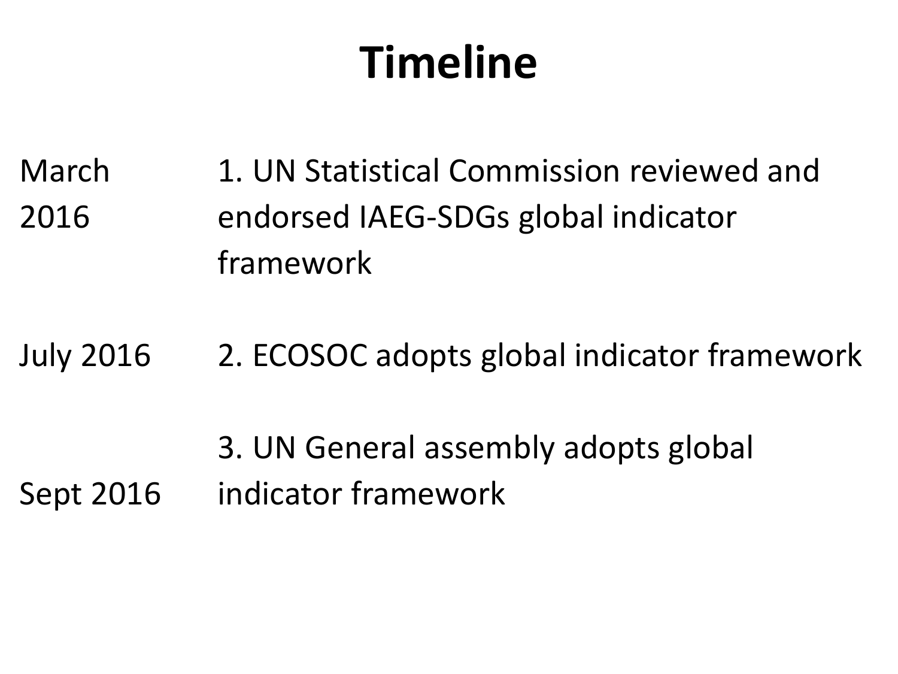# Timeline

| | |
|---|---|
| March 2016 | 1. UN Statistical Commission reviewed and endorsed IAEG-SDGs global indicator framework |
| July 2016 | 2. ECOSOC adopts global indicator framework |
| Sept 2016 | 3. UN General assembly adopts global indicator framework |